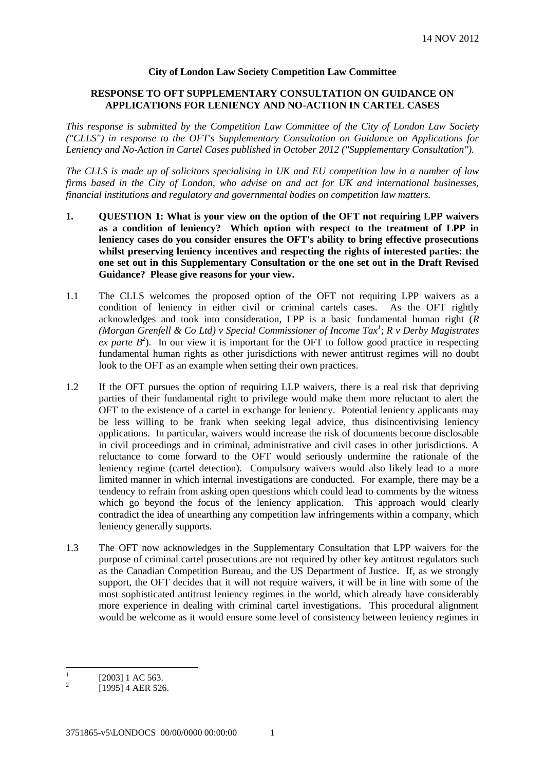14 NOV 2012

**City of London Law Society Competition Law Committee**

**RESPONSE TO OFT SUPPLEMENTARY CONSULTATION ON GUIDANCE ON APPLICATIONS FOR LENIENCY AND NO-ACTION IN CARTEL CASES**

*This response is submitted by the Competition Law Committee of the City of London Law Society ("CLLS") in response to the OFT's Supplementary Consultation on Guidance on Applications for Leniency and No-Action in Cartel Cases published in October 2012 ("Supplementary Consultation").*

*The CLLS is made up of solicitors specialising in UK and EU competition law in a number of law firms based in the City of London, who advise on and act for UK and international businesses, financial institutions and regulatory and governmental bodies on competition law matters.*

**1. QUESTION 1: What is your view on the option of the OFT not requiring LPP waivers as a condition of leniency? Which option with respect to the treatment of LPP in leniency cases do you consider ensures the OFT's ability to bring effective prosecutions whilst preserving leniency incentives and respecting the rights of interested parties: the one set out in this Supplementary Consultation or the one set out in the Draft Revised Guidance? Please give reasons for your view.**

1.1 The CLLS welcomes the proposed option of the OFT not requiring LPP waivers as a condition of leniency in either civil or criminal cartels cases. As the OFT rightly acknowledges and took into consideration, LPP is a basic fundamental human right (*R (Morgan Grenfell & Co Ltd) v Special Commissioner of Income Tax*[1]; *R v Derby Magistrates ex parte B*[2]). In our view it is important for the OFT to follow good practice in respecting fundamental human rights as other jurisdictions with newer antitrust regimes will no doubt look to the OFT as an example when setting their own practices.

1.2 If the OFT pursues the option of requiring LLP waivers, there is a real risk that depriving parties of their fundamental right to privilege would make them more reluctant to alert the OFT to the existence of a cartel in exchange for leniency. Potential leniency applicants may be less willing to be frank when seeking legal advice, thus disincentivising leniency applications. In particular, waivers would increase the risk of documents become disclosable in civil proceedings and in criminal, administrative and civil cases in other jurisdictions. A reluctance to come forward to the OFT would seriously undermine the rationale of the leniency regime (cartel detection). Compulsory waivers would also likely lead to a more limited manner in which internal investigations are conducted. For example, there may be a tendency to refrain from asking open questions which could lead to comments by the witness which go beyond the focus of the leniency application. This approach would clearly contradict the idea of unearthing any competition law infringements within a company, which leniency generally supports.

1.3 The OFT now acknowledges in the Supplementary Consultation that LPP waivers for the purpose of criminal cartel prosecutions are not required by other key antitrust regulators such as the Canadian Competition Bureau, and the US Department of Justice. If, as we strongly support, the OFT decides that it will not require waivers, it will be in line with some of the most sophisticated antitrust leniency regimes in the world, which already have considerably more experience in dealing with criminal cartel investigations. This procedural alignment would be welcome as it would ensure some level of consistency between leniency regimes in

---

[1] [2003] 1 AC 563.

[2] [1995] 4 AER 526.

3751865-v5\LONDOCS 00/00/0000 00:00:00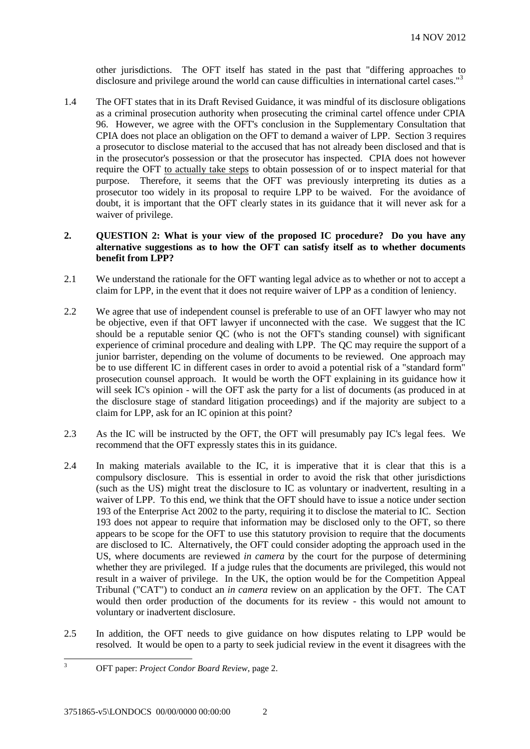other jurisdictions. The OFT itself has stated in the past that "differing approaches to disclosure and privilege around the world can cause difficulties in international cartel cases."[3]

1.4 The OFT states that in its Draft Revised Guidance, it was mindful of its disclosure obligations as a criminal prosecution authority when prosecuting the criminal cartel offence under CPIA 96. However, we agree with the OFT's conclusion in the Supplementary Consultation that CPIA does not place an obligation on the OFT to demand a waiver of LPP. Section 3 requires a prosecutor to disclose material to the accused that has not already been disclosed and that is in the prosecutor's possession or that the prosecutor has inspected. CPIA does not however require the OFT to actually take steps to obtain possession of or to inspect material for that purpose. Therefore, it seems that the OFT was previously interpreting its duties as a prosecutor too widely in its proposal to require LPP to be waived. For the avoidance of doubt, it is important that the OFT clearly states in its guidance that it will never ask for a waiver of privilege.

## 2. QUESTION 2: What is your view of the proposed IC procedure? Do you have any alternative suggestions as to how the OFT can satisfy itself as to whether documents benefit from LPP?

2.1 We understand the rationale for the OFT wanting legal advice as to whether or not to accept a claim for LPP, in the event that it does not require waiver of LPP as a condition of leniency.

2.2 We agree that use of independent counsel is preferable to use of an OFT lawyer who may not be objective, even if that OFT lawyer if unconnected with the case. We suggest that the IC should be a reputable senior QC (who is not the OFT's standing counsel) with significant experience of criminal procedure and dealing with LPP. The QC may require the support of a junior barrister, depending on the volume of documents to be reviewed. One approach may be to use different IC in different cases in order to avoid a potential risk of a "standard form" prosecution counsel approach. It would be worth the OFT explaining in its guidance how it will seek IC's opinion - will the OFT ask the party for a list of documents (as produced in at the disclosure stage of standard litigation proceedings) and if the majority are subject to a claim for LPP, ask for an IC opinion at this point?

2.3 As the IC will be instructed by the OFT, the OFT will presumably pay IC's legal fees. We recommend that the OFT expressly states this in its guidance.

2.4 In making materials available to the IC, it is imperative that it is clear that this is a compulsory disclosure. This is essential in order to avoid the risk that other jurisdictions (such as the US) might treat the disclosure to IC as voluntary or inadvertent, resulting in a waiver of LPP. To this end, we think that the OFT should have to issue a notice under section 193 of the Enterprise Act 2002 to the party, requiring it to disclose the material to IC. Section 193 does not appear to require that information may be disclosed only to the OFT, so there appears to be scope for the OFT to use this statutory provision to require that the documents are disclosed to IC. Alternatively, the OFT could consider adopting the approach used in the US, where documents are reviewed *in camera* by the court for the purpose of determining whether they are privileged. If a judge rules that the documents are privileged, this would not result in a waiver of privilege. In the UK, the option would be for the Competition Appeal Tribunal ("CAT") to conduct an *in camera* review on an application by the OFT. The CAT would then order production of the documents for its review - this would not amount to voluntary or inadvertent disclosure.

2.5 In addition, the OFT needs to give guidance on how disputes relating to LPP would be resolved. It would be open to a party to seek judicial review in the event it disagrees with the

[3] OFT paper: *Project Condor Board Review*, page 2.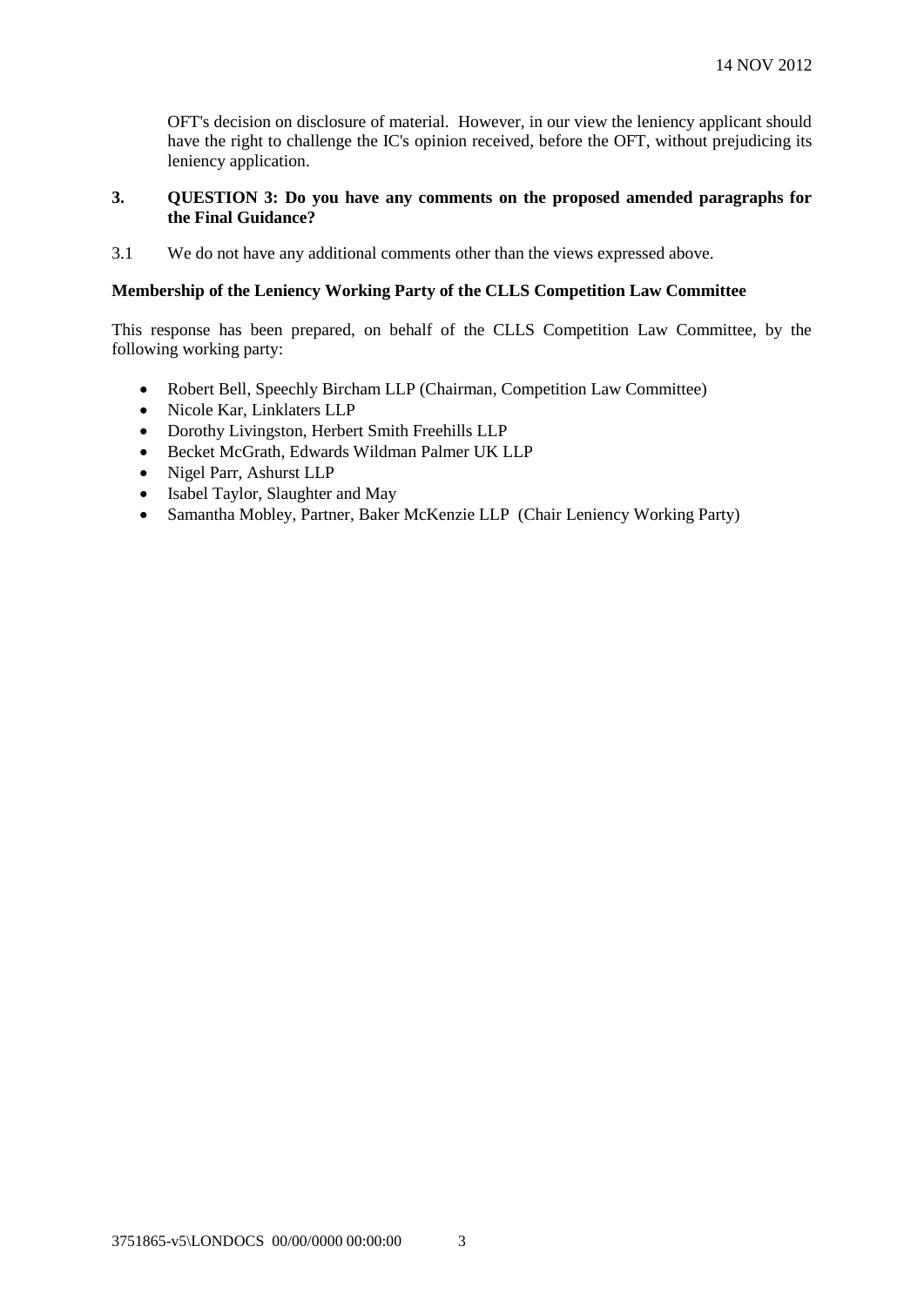OFT's decision on disclosure of material. However, in our view the leniency applicant should have the right to challenge the IC's opinion received, before the OFT, without prejudicing its leniency application.

## 3. QUESTION 3: Do you have any comments on the proposed amended paragraphs for the Final Guidance?

3.1 We do not have any additional comments other than the views expressed above.

**Membership of the Leniency Working Party of the CLLS Competition Law Committee**

This response has been prepared, on behalf of the CLLS Competition Law Committee, by the following working party:

- Robert Bell, Speechly Bircham LLP (Chairman, Competition Law Committee)
- Nicole Kar, Linklaters LLP
- Dorothy Livingston, Herbert Smith Freehills LLP
- Becket McGrath, Edwards Wildman Palmer UK LLP
- Nigel Parr, Ashurst LLP
- Isabel Taylor, Slaughter and May
- Samantha Mobley, Partner, Baker McKenzie LLP (Chair Leniency Working Party)